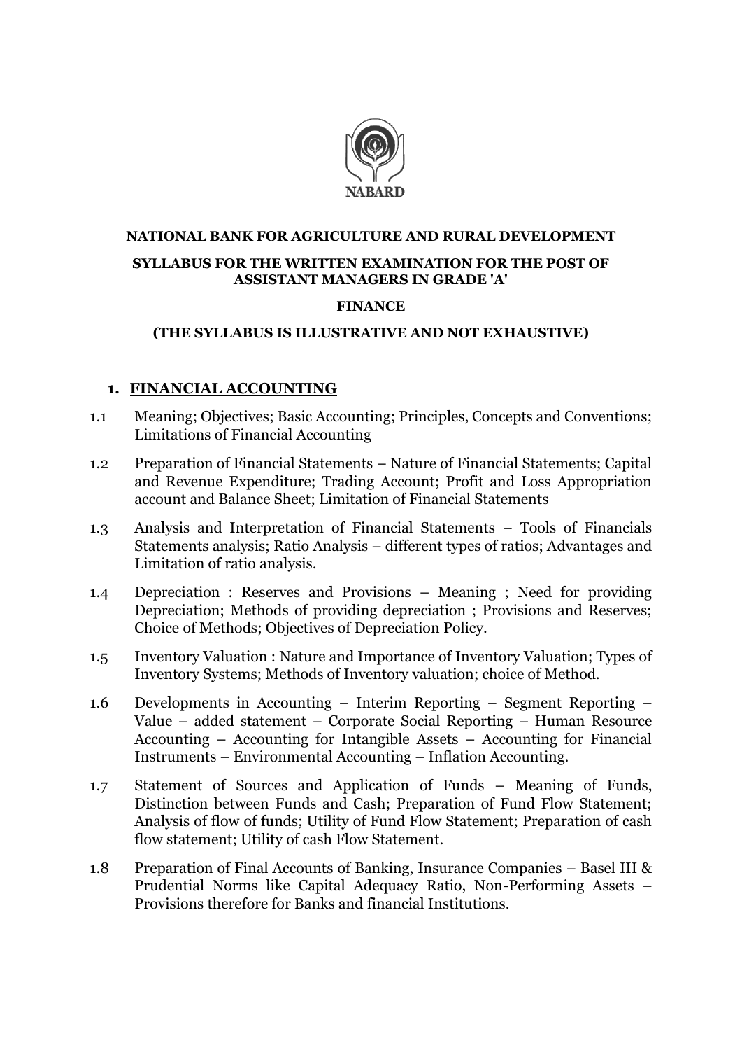NABARD

**NATIONAL BANK FOR AGRICULTURE AND RURAL DEVELOPMENT**

**SYLLABUS FOR THE WRITTEN EXAMINATION FOR THE POST OF ASSISTANT MANAGERS IN GRADE 'A'**

**FINANCE**

**(THE SYLLABUS IS ILLUSTRATIVE AND NOT EXHAUSTIVE)**

## 1. FINANCIAL ACCOUNTING

1.1 Meaning; Objectives; Basic Accounting; Principles, Concepts and Conventions; Limitations of Financial Accounting

1.2 Preparation of Financial Statements – Nature of Financial Statements; Capital and Revenue Expenditure; Trading Account; Profit and Loss Appropriation account and Balance Sheet; Limitation of Financial Statements

1.3 Analysis and Interpretation of Financial Statements – Tools of Financials Statements analysis; Ratio Analysis – different types of ratios; Advantages and Limitation of ratio analysis.

1.4 Depreciation : Reserves and Provisions – Meaning ; Need for providing Depreciation; Methods of providing depreciation ; Provisions and Reserves; Choice of Methods; Objectives of Depreciation Policy.

1.5 Inventory Valuation : Nature and Importance of Inventory Valuation; Types of Inventory Systems; Methods of Inventory valuation; choice of Method.

1.6 Developments in Accounting – Interim Reporting – Segment Reporting – Value – added statement – Corporate Social Reporting – Human Resource Accounting – Accounting for Intangible Assets – Accounting for Financial Instruments – Environmental Accounting – Inflation Accounting.

1.7 Statement of Sources and Application of Funds – Meaning of Funds, Distinction between Funds and Cash; Preparation of Fund Flow Statement; Analysis of flow of funds; Utility of Fund Flow Statement; Preparation of cash flow statement; Utility of cash Flow Statement.

1.8 Preparation of Final Accounts of Banking, Insurance Companies – Basel III & Prudential Norms like Capital Adequacy Ratio, Non-Performing Assets – Provisions therefore for Banks and financial Institutions.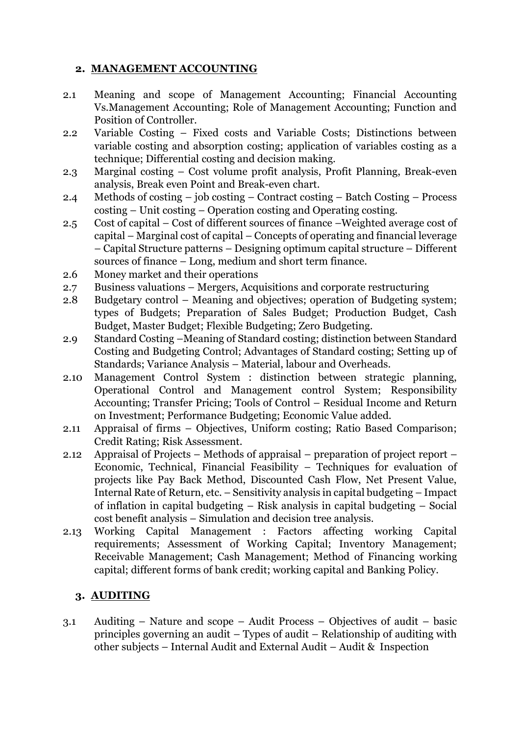## 2. MANAGEMENT ACCOUNTING

2.1 Meaning and scope of Management Accounting; Financial Accounting Vs.Management Accounting; Role of Management Accounting; Function and Position of Controller.

2.2 Variable Costing – Fixed costs and Variable Costs; Distinctions between variable costing and absorption costing; application of variables costing as a technique; Differential costing and decision making.

2.3 Marginal costing – Cost volume profit analysis, Profit Planning, Break-even analysis, Break even Point and Break-even chart.

2.4 Methods of costing – job costing – Contract costing – Batch Costing – Process costing – Unit costing – Operation costing and Operating costing.

2.5 Cost of capital – Cost of different sources of finance –Weighted average cost of capital – Marginal cost of capital – Concepts of operating and financial leverage – Capital Structure patterns – Designing optimum capital structure – Different sources of finance – Long, medium and short term finance.

2.6 Money market and their operations

2.7 Business valuations – Mergers, Acquisitions and corporate restructuring

2.8 Budgetary control – Meaning and objectives; operation of Budgeting system; types of Budgets; Preparation of Sales Budget; Production Budget, Cash Budget, Master Budget; Flexible Budgeting; Zero Budgeting.

2.9 Standard Costing –Meaning of Standard costing; distinction between Standard Costing and Budgeting Control; Advantages of Standard costing; Setting up of Standards; Variance Analysis – Material, labour and Overheads.

2.10 Management Control System : distinction between strategic planning, Operational Control and Management control System; Responsibility Accounting; Transfer Pricing; Tools of Control – Residual Income and Return on Investment; Performance Budgeting; Economic Value added.

2.11 Appraisal of firms – Objectives, Uniform costing; Ratio Based Comparison; Credit Rating; Risk Assessment.

2.12 Appraisal of Projects – Methods of appraisal – preparation of project report – Economic, Technical, Financial Feasibility – Techniques for evaluation of projects like Pay Back Method, Discounted Cash Flow, Net Present Value, Internal Rate of Return, etc. – Sensitivity analysis in capital budgeting – Impact of inflation in capital budgeting – Risk analysis in capital budgeting – Social cost benefit analysis – Simulation and decision tree analysis.

2.13 Working Capital Management : Factors affecting working Capital requirements; Assessment of Working Capital; Inventory Management; Receivable Management; Cash Management; Method of Financing working capital; different forms of bank credit; working capital and Banking Policy.

## 3. AUDITING

3.1 Auditing – Nature and scope – Audit Process – Objectives of audit – basic principles governing an audit – Types of audit – Relationship of auditing with other subjects – Internal Audit and External Audit – Audit & Inspection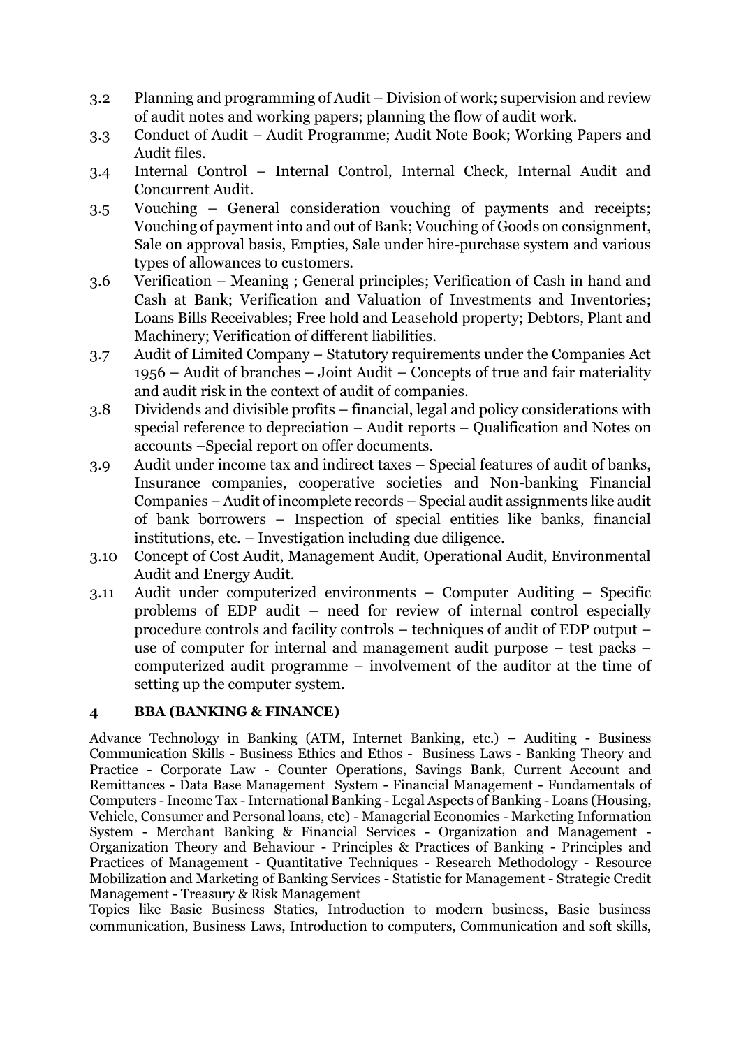3.2 Planning and programming of Audit – Division of work; supervision and review of audit notes and working papers; planning the flow of audit work.

3.3 Conduct of Audit – Audit Programme; Audit Note Book; Working Papers and Audit files.

3.4 Internal Control – Internal Control, Internal Check, Internal Audit and Concurrent Audit.

3.5 Vouching – General consideration vouching of payments and receipts; Vouching of payment into and out of Bank; Vouching of Goods on consignment, Sale on approval basis, Empties, Sale under hire-purchase system and various types of allowances to customers.

3.6 Verification – Meaning ; General principles; Verification of Cash in hand and Cash at Bank; Verification and Valuation of Investments and Inventories; Loans Bills Receivables; Free hold and Leasehold property; Debtors, Plant and Machinery; Verification of different liabilities.

3.7 Audit of Limited Company – Statutory requirements under the Companies Act 1956 – Audit of branches – Joint Audit – Concepts of true and fair materiality and audit risk in the context of audit of companies.

3.8 Dividends and divisible profits – financial, legal and policy considerations with special reference to depreciation – Audit reports – Qualification and Notes on accounts –Special report on offer documents.

3.9 Audit under income tax and indirect taxes – Special features of audit of banks, Insurance companies, cooperative societies and Non-banking Financial Companies – Audit of incomplete records – Special audit assignments like audit of bank borrowers – Inspection of special entities like banks, financial institutions, etc. – Investigation including due diligence.

3.10 Concept of Cost Audit, Management Audit, Operational Audit, Environmental Audit and Energy Audit.

3.11 Audit under computerized environments – Computer Auditing – Specific problems of EDP audit – need for review of internal control especially procedure controls and facility controls – techniques of audit of EDP output – use of computer for internal and management audit purpose – test packs – computerized audit programme – involvement of the auditor at the time of setting up the computer system.

## 4 BBA (BANKING & FINANCE)

Advance Technology in Banking (ATM, Internet Banking, etc.) – Auditing - Business Communication Skills - Business Ethics and Ethos - Business Laws - Banking Theory and Practice - Corporate Law - Counter Operations, Savings Bank, Current Account and Remittances - Data Base Management System - Financial Management - Fundamentals of Computers - Income Tax - International Banking - Legal Aspects of Banking - Loans (Housing, Vehicle, Consumer and Personal loans, etc) - Managerial Economics - Marketing Information System - Merchant Banking & Financial Services - Organization and Management - Organization Theory and Behaviour - Principles & Practices of Banking - Principles and Practices of Management - Quantitative Techniques - Research Methodology - Resource Mobilization and Marketing of Banking Services - Statistic for Management - Strategic Credit Management - Treasury & Risk Management

Topics like Basic Business Statics, Introduction to modern business, Basic business communication, Business Laws, Introduction to computers, Communication and soft skills,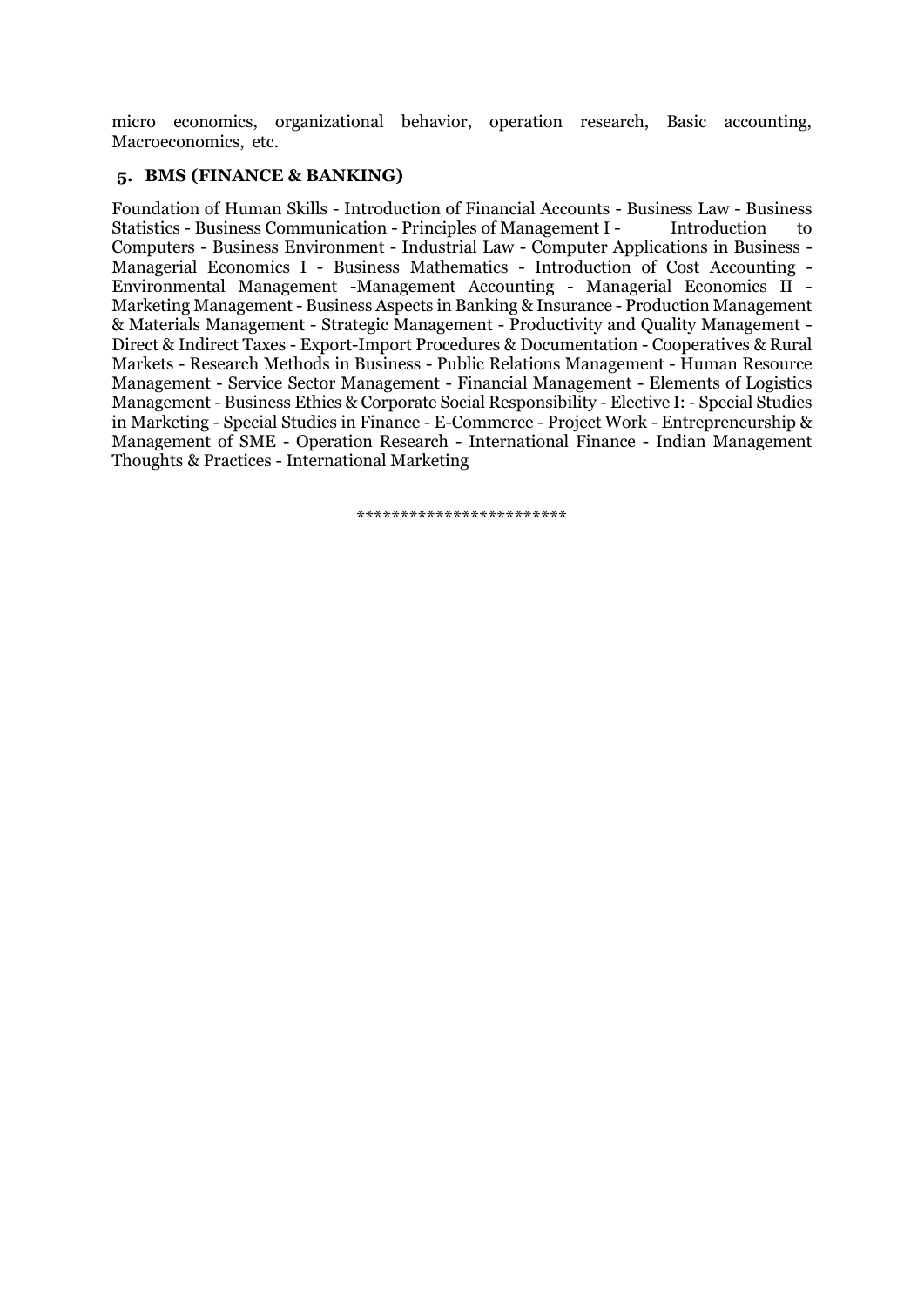micro economics, organizational behavior, operation research, Basic accounting, Macroeconomics, etc.

## 5. BMS (FINANCE & BANKING)

Foundation of Human Skills - Introduction of Financial Accounts - Business Law - Business Statistics - Business Communication - Principles of Management I - Introduction to Computers - Business Environment - Industrial Law - Computer Applications in Business - Managerial Economics I - Business Mathematics - Introduction of Cost Accounting - Environmental Management -Management Accounting - Managerial Economics II - Marketing Management - Business Aspects in Banking & Insurance - Production Management & Materials Management - Strategic Management - Productivity and Quality Management - Direct & Indirect Taxes - Export-Import Procedures & Documentation - Cooperatives & Rural Markets - Research Methods in Business - Public Relations Management - Human Resource Management - Service Sector Management - Financial Management - Elements of Logistics Management - Business Ethics & Corporate Social Responsibility - Elective I: - Special Studies in Marketing - Special Studies in Finance - E-Commerce - Project Work - Entrepreneurship & Management of SME - Operation Research - International Finance - Indian Management Thoughts & Practices - International Marketing

************************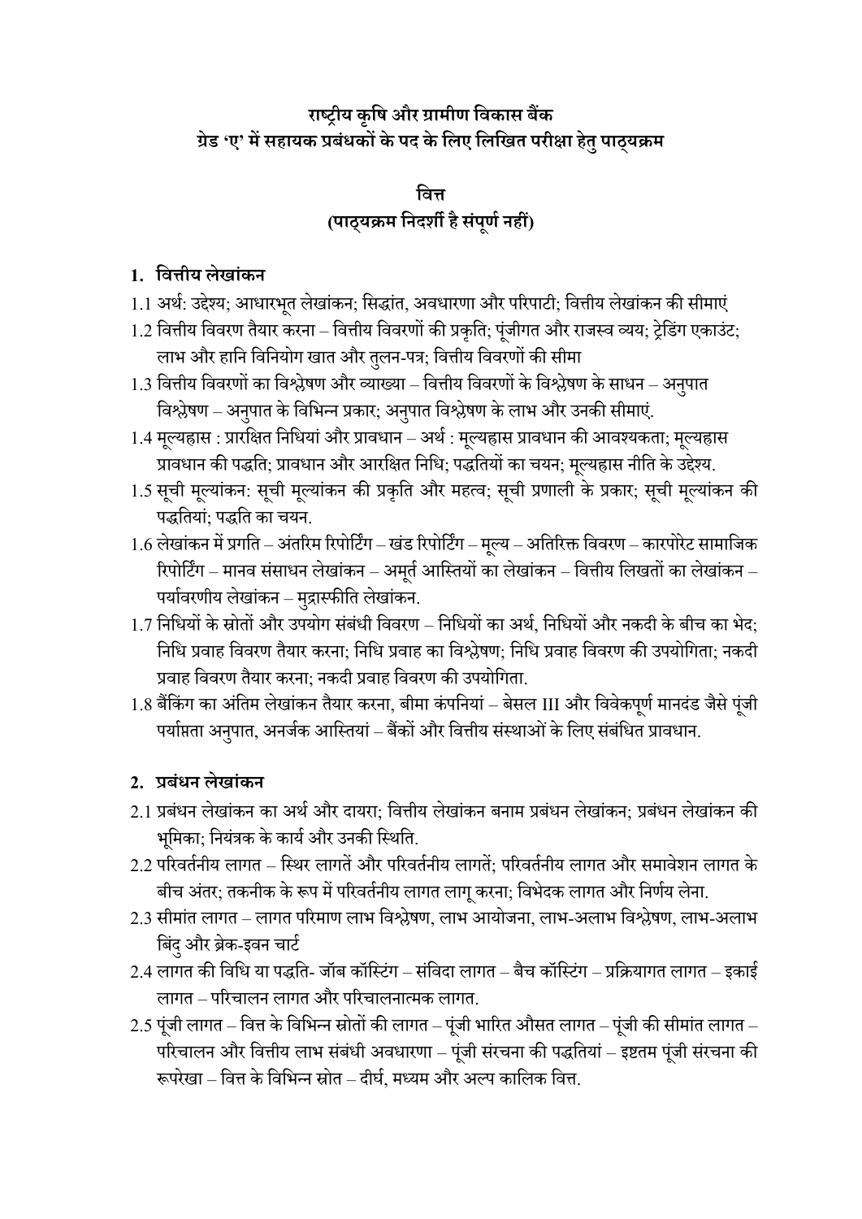# राष्ट्रीय कृषि और ग्रामीण विकास बैंक

## ग्रेड 'ए' में सहायक प्रबंधकों के पद के लिए लिखित परीक्षा हेतु पाठ्यक्रम

## वित्त

### (पाठ्यक्रम निदर्शी है संपूर्ण नहीं)

### 1. वित्तीय लेखांकन

1.1 अर्थ: उद्देश्य; आधारभूत लेखांकन; सिद्धांत, अवधारणा और परिपाटी; वित्तीय लेखांकन की सीमाएं

1.2 वित्तीय विवरण तैयार करना – वित्तीय विवरणों की प्रकृति; पूंजीगत और राजस्व व्यय; ट्रेडिंग एकाउंट; लाभ और हानि विनियोग खात और तुलन-पत्र; वित्तीय विवरणों की सीमा

1.3 वित्तीय विवरणों का विश्लेषण और व्याख्या – वित्तीय विवरणों के विश्लेषण के साधन – अनुपात विश्लेषण – अनुपात के विभिन्न प्रकार; अनुपात विश्लेषण के लाभ और उनकी सीमाएं.

1.4 मूल्यह्रास : प्रारक्षित निधियां और प्रावधान – अर्थ : मूल्यह्रास प्रावधान की आवश्यकता; मूल्यह्रास प्रावधान की पद्धति; प्रावधान और आरक्षित निधि; पद्धतियों का चयन; मूल्यह्रास नीति के उद्देश्य.

1.5 सूची मूल्यांकन: सूची मूल्यांकन की प्रकृति और महत्व; सूची प्रणाली के प्रकार; सूची मूल्यांकन की पद्धतियां; पद्धति का चयन.

1.6 लेखांकन में प्रगति – अंतरिम रिपोर्टिंग – खंड रिपोर्टिंग – मूल्य – अतिरिक्त विवरण – कारपोरेट सामाजिक रिपोर्टिंग – मानव संसाधन लेखांकन – अमूर्त आस्तियों का लेखांकन – वित्तीय लिखतों का लेखांकन – पर्यावरणीय लेखांकन – मुद्रास्फीति लेखांकन.

1.7 निधियों के स्रोतों और उपयोग संबंधी विवरण – निधियों का अर्थ, निधियों और नकदी के बीच का भेद; निधि प्रवाह विवरण तैयार करना; निधि प्रवाह का विश्लेषण; निधि प्रवाह विवरण की उपयोगिता; नकदी प्रवाह विवरण तैयार करना; नकदी प्रवाह विवरण की उपयोगिता.

1.8 बैंकिंग का अंतिम लेखांकन तैयार करना, बीमा कंपनियां – बेसल III और विवेकपूर्ण मानदंड जैसे पूंजी पर्याप्तता अनुपात, अनर्जक आस्तियां – बैंकों और वित्तीय संस्थाओं के लिए संबंधित प्रावधान.

### 2. प्रबंधन लेखांकन

2.1 प्रबंधन लेखांकन का अर्थ और दायरा; वित्तीय लेखांकन बनाम प्रबंधन लेखांकन; प्रबंधन लेखांकन की भूमिका; नियंत्रक के कार्य और उनकी स्थिति.

2.2 परिवर्तनीय लागत – स्थिर लागतें और परिवर्तनीय लागतें; परिवर्तनीय लागत और समावेशन लागत के बीच अंतर; तकनीक के रूप में परिवर्तनीय लागत लागू करना; विभेदक लागत और निर्णय लेना.

2.3 सीमांत लागत – लागत परिमाण लाभ विश्लेषण, लाभ आयोजना, लाभ-अलाभ विश्लेषण, लाभ-अलाभ बिंदु और ब्रेक-इवन चार्ट

2.4 लागत की विधि या पद्धति- जॉब कॉस्टिंग – संविदा लागत – बैच कॉस्टिंग – प्रक्रियागत लागत – इकाई लागत – परिचालन लागत और परिचालनात्मक लागत.

2.5 पूंजी लागत – वित्त के विभिन्न स्रोतों की लागत – पूंजी भारित औसत लागत – पूंजी की सीमांत लागत – परिचालन और वित्तीय लाभ संबंधी अवधारणा – पूंजी संरचना की पद्धतियां – इष्टतम पूंजी संरचना की रूपरेखा – वित्त के विभिन्न स्रोत – दीर्घ, मध्यम और अल्प कालिक वित्त.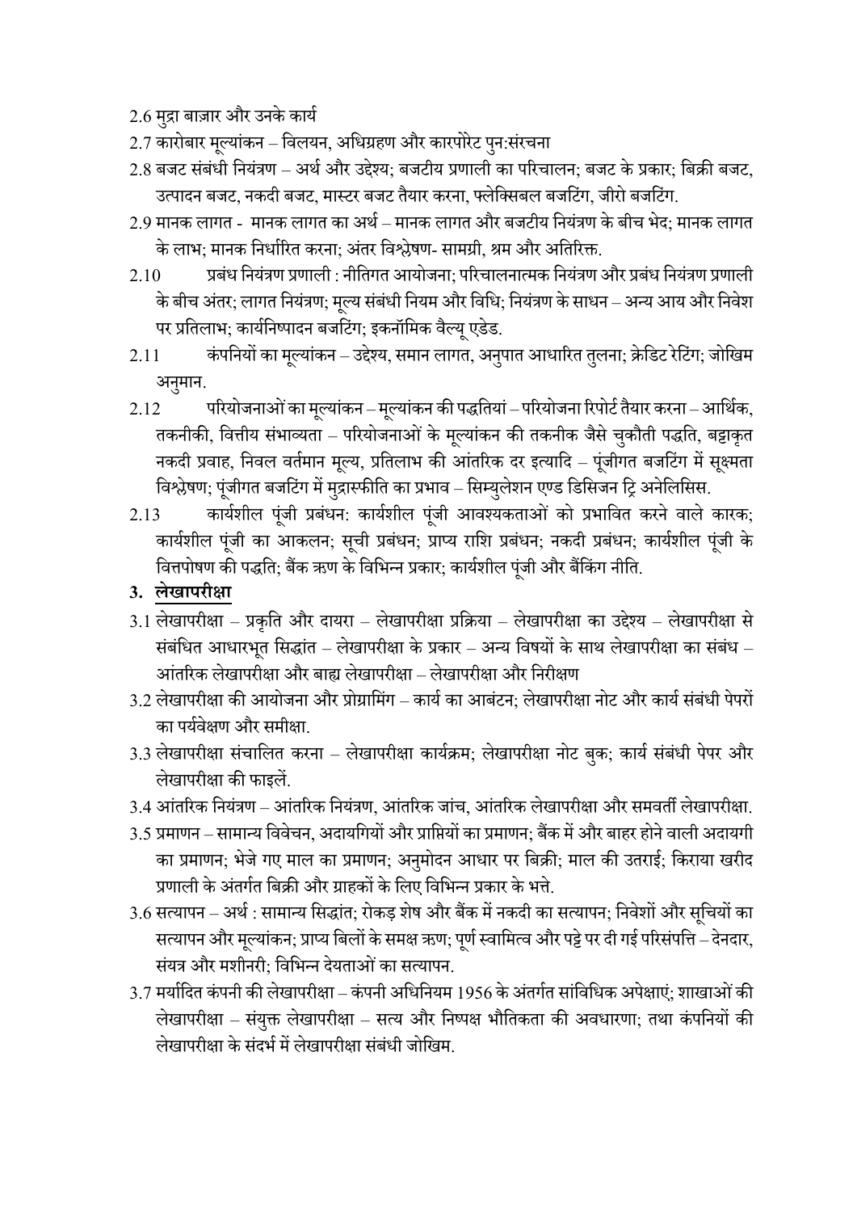2.6 मुद्रा बाज़ार और उनके कार्य

2.7 कारोबार मूल्यांकन – विलयन, अधिग्रहण और कारपोरेट पुन:संरचना

2.8 बजट संबंधी नियंत्रण – अर्थ और उद्देश्य; बजटीय प्रणाली का परिचालन; बजट के प्रकार; बिक्री बजट, उत्पादन बजट, नकदी बजट, मास्टर बजट तैयार करना, फ्लेक्सिबल बजटिंग, जीरो बजटिंग.

2.9 मानक लागत - मानक लागत का अर्थ – मानक लागत और बजटीय नियंत्रण के बीच भेद; मानक लागत के लाभ; मानक निर्धारित करना; अंतर विश्लेषण- सामग्री, श्रम और अतिरिक्त.

2.10 प्रबंध नियंत्रण प्रणाली : नीतिगत आयोजना; परिचालनात्मक नियंत्रण और प्रबंध नियंत्रण प्रणाली के बीच अंतर; लागत नियंत्रण; मूल्य संबंधी नियम और विधि; नियंत्रण के साधन – अन्य आय और निवेश पर प्रतिलाभ; कार्यनिष्पादन बजटिंग; इकनॉमिक वैल्यू एडेड.

2.11 कंपनियों का मूल्यांकन – उद्देश्य, समान लागत, अनुपात आधारित तुलना; क्रेडिट रेटिंग; जोखिम अनुमान.

2.12 परियोजनाओं का मूल्यांकन – मूल्यांकन की पद्धतियां – परियोजना रिपोर्ट तैयार करना – आर्थिक, तकनीकी, वित्तीय संभाव्यता – परियोजनाओं के मूल्यांकन की तकनीक जैसे चुकौती पद्धति, बट्टाकृत नकदी प्रवाह, निवल वर्तमान मूल्य, प्रतिलाभ की आंतरिक दर इत्यादि – पूंजीगत बजटिंग में सूक्ष्मता विश्लेषण; पूंजीगत बजटिंग में मुद्रास्फीति का प्रभाव – सिम्युलेशन एण्ड डिसिजन ट्रि अनेलिसिस.

2.13 कार्यशील पूंजी प्रबंधन: कार्यशील पूंजी आवश्यकताओं को प्रभावित करने वाले कारक; कार्यशील पूंजी का आकलन; सूची प्रबंधन; प्राप्य राशि प्रबंधन; नकदी प्रबंधन; कार्यशील पूंजी के वित्तपोषण की पद्धति; बैंक ऋण के विभिन्न प्रकार; कार्यशील पूंजी और बैंकिंग नीति.

## 3. लेखापरीक्षा

3.1 लेखापरीक्षा – प्रकृति और दायरा – लेखापरीक्षा प्रक्रिया – लेखापरीक्षा का उद्देश्य – लेखापरीक्षा से संबंधित आधारभूत सिद्धांत – लेखापरीक्षा के प्रकार – अन्य विषयों के साथ लेखापरीक्षा का संबंध – आंतरिक लेखापरीक्षा और बाह्य लेखापरीक्षा – लेखापरीक्षा और निरीक्षण

3.2 लेखापरीक्षा की आयोजना और प्रोग्रामिंग – कार्य का आबंटन; लेखापरीक्षा नोट और कार्य संबंधी पेपरों का पर्यवेक्षण और समीक्षा.

3.3 लेखापरीक्षा संचालित करना – लेखापरीक्षा कार्यक्रम; लेखापरीक्षा नोट बुक; कार्य संबंधी पेपर और लेखापरीक्षा की फाइलें.

3.4 आंतरिक नियंत्रण – आंतरिक नियंत्रण, आंतरिक जांच, आंतरिक लेखापरीक्षा और समवर्ती लेखापरीक्षा.

3.5 प्रमाणन – सामान्य विवेचन, अदायगियों और प्राप्तियों का प्रमाणन; बैंक में और बाहर होने वाली अदायगी का प्रमाणन; भेजे गए माल का प्रमाणन; अनुमोदन आधार पर बिक्री; माल की उतराई; किराया खरीद प्रणाली के अंतर्गत बिक्री और ग्राहकों के लिए विभिन्न प्रकार के भत्ते.

3.6 सत्यापन – अर्थ : सामान्य सिद्धांत; रोकड़ शेष और बैंक में नकदी का सत्यापन; निवेशों और सूचियों का सत्यापन और मूल्यांकन; प्राप्य बिलों के समक्ष ऋण; पूर्ण स्वामित्व और पट्टे पर दी गई परिसंपत्ति – देनदार, संयत्र और मशीनरी; विभिन्न देयताओं का सत्यापन.

3.7 मर्यादित कंपनी की लेखापरीक्षा – कंपनी अधिनियम 1956 के अंतर्गत सांविधिक अपेक्षाएं; शाखाओं की लेखापरीक्षा – संयुक्त लेखापरीक्षा – सत्य और निष्पक्ष भौतिकता की अवधारणा; तथा कंपनियों की लेखापरीक्षा के संदर्भ में लेखापरीक्षा संबंधी जोखिम.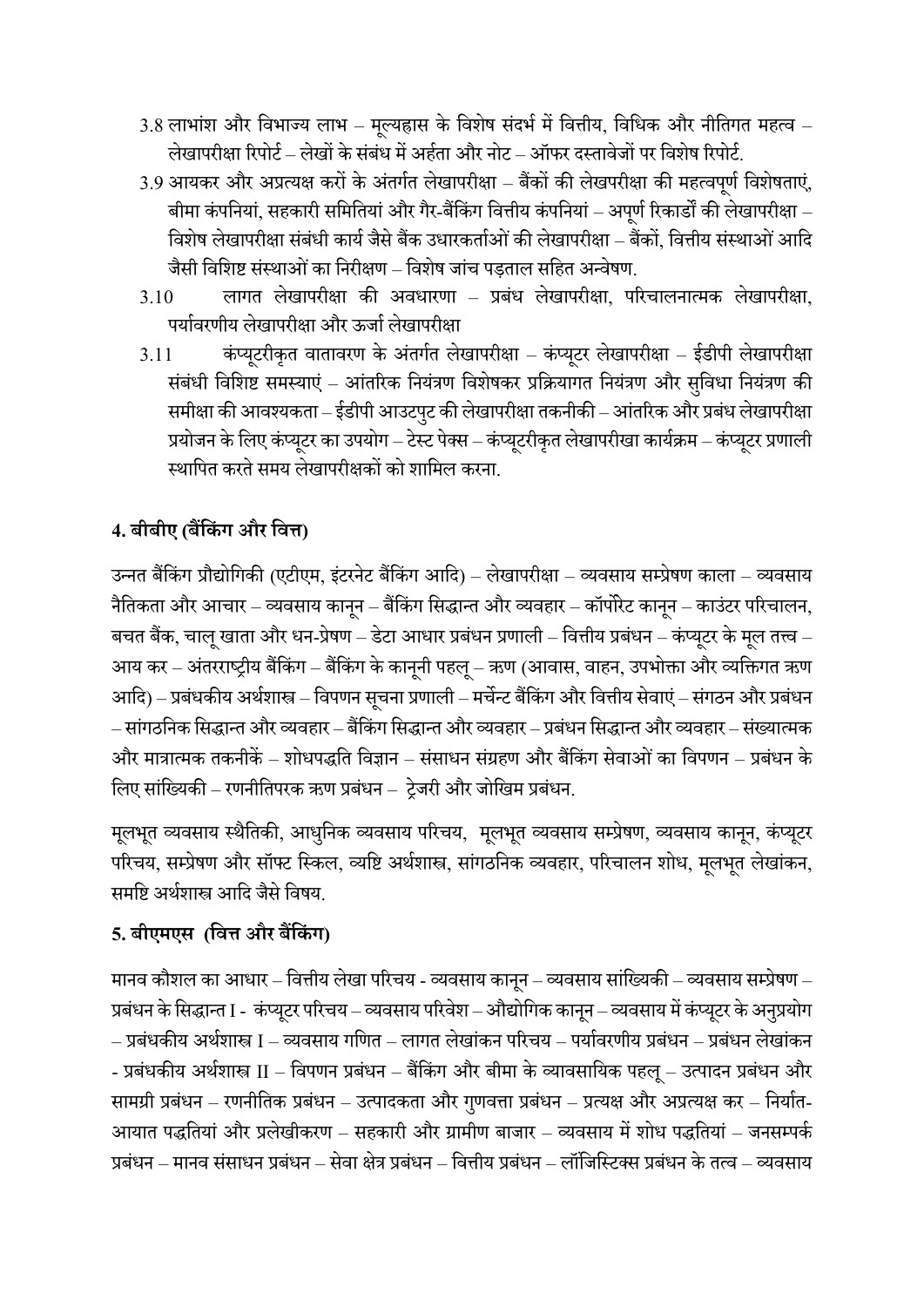3.8 लाभांश और विभाज्य लाभ – मूल्यह्रास के विशेष संदर्भ में वित्तीय, विधिक और नीतिगत महत्व – लेखापरीक्षा रिपोर्ट – लेखों के संबंध में अर्हता और नोट – ऑफर दस्तावेजों पर विशेष रिपोर्ट.

3.9 आयकर और अप्रत्यक्ष करों के अंतर्गत लेखापरीक्षा – बैंकों की लेखपरीक्षा की महत्वपूर्ण विशेषताएं, बीमा कंपनियां, सहकारी समितियां और गैर-बैंकिंग वित्तीय कंपनियां – अपूर्ण रिकार्डों की लेखापरीक्षा – विशेष लेखापरीक्षा संबंधी कार्य जैसे बैंक उधारकर्ताओं की लेखापरीक्षा – बैंकों, वित्तीय संस्थाओं आदि जैसी विशिष्ट संस्थाओं का निरीक्षण – विशेष जांच पड़ताल सहित अन्वेषण.

3.10 लागत लेखापरीक्षा की अवधारणा – प्रबंध लेखापरीक्षा, परिचालनात्मक लेखापरीक्षा, पर्यावरणीय लेखापरीक्षा और ऊर्जा लेखापरीक्षा

3.11 कंप्यूटरीकृत वातावरण के अंतर्गत लेखापरीक्षा – कंप्यूटर लेखापरीक्षा – ईडीपी लेखापरीक्षा संबंधी विशिष्ट समस्याएं – आंतरिक नियंत्रण विशेषकर प्रक्रियागत नियंत्रण और सुविधा नियंत्रण की समीक्षा की आवश्यकता – ईडीपी आउटपुट की लेखापरीक्षा तकनीकी – आंतरिक और प्रबंध लेखापरीक्षा प्रयोजन के लिए कंप्यूटर का उपयोग – टेस्ट पेक्स – कंप्यूटरीकृत लेखापरीखा कार्यक्रम – कंप्यूटर प्रणाली स्थापित करते समय लेखापरीक्षकों को शामिल करना.

## 4. बीबीए (बैंकिंग और वित्त)

उन्नत बैंकिंग प्रौद्योगिकी (एटीएम, इंटरनेट बैंकिंग आदि) – लेखापरीक्षा – व्यवसाय सम्प्रेषण काला – व्यवसाय नैतिकता और आचार – व्यवसाय कानून – बैंकिंग सिद्धान्त और व्यवहार – कॉर्पोरेट कानून – काउंटर परिचालन, बचत बैंक, चालू खाता और धन-प्रेषण – डेटा आधार प्रबंधन प्रणाली – वित्तीय प्रबंधन – कंप्यूटर के मूल तत्त्व – आय कर – अंतरराष्ट्रीय बैंकिंग – बैंकिंग के कानूनी पहलू – ऋण (आवास, वाहन, उपभोक्ता और व्यक्तिगत ऋण आदि) – प्रबंधकीय अर्थशास्त्र – विपणन सूचना प्रणाली – मर्चेन्ट बैंकिंग और वित्तीय सेवाएं – संगठन और प्रबंधन – सांगठनिक सिद्धान्त और व्यवहार – बैंकिंग सिद्धान्त और व्यवहार – प्रबंधन सिद्धान्त और व्यवहार – संख्यात्मक और मात्रात्मक तकनीकें – शोधपद्धति विज्ञान – संसाधन संग्रहण और बैंकिंग सेवाओं का विपणन – प्रबंधन के लिए सांख्यिकी – रणनीतिपरक ऋण प्रबंधन – ट्रेजरी और जोखिम प्रबंधन.

मूलभूत व्यवसाय स्थैतिकी, आधुनिक व्यवसाय परिचय, मूलभूत व्यवसाय सम्प्रेषण, व्यवसाय कानून, कंप्यूटर परिचय, सम्प्रेषण और सॉफ्ट स्किल, व्यष्टि अर्थशास्त्र, सांगठनिक व्यवहार, परिचालन शोध, मूलभूत लेखांकन, समष्टि अर्थशास्त्र आदि जैसे विषय.

## 5. बीएमएस (वित्त और बैंकिंग)

मानव कौशल का आधार – वित्तीय लेखा परिचय - व्यवसाय कानून – व्यवसाय सांख्यिकी – व्यवसाय सम्प्रेषण – प्रबंधन के सिद्धान्त I - कंप्यूटर परिचय – व्यवसाय परिवेश – औद्योगिक कानून – व्यवसाय में कंप्यूटर के अनुप्रयोग – प्रबंधकीय अर्थशास्त्र I – व्यवसाय गणित – लागत लेखांकन परिचय – पर्यावरणीय प्रबंधन – प्रबंधन लेखांकन - प्रबंधकीय अर्थशास्त्र II – विपणन प्रबंधन – बैंकिंग और बीमा के व्यावसायिक पहलू – उत्पादन प्रबंधन और सामग्री प्रबंधन – रणनीतिक प्रबंधन – उत्पादकता और गुणवत्ता प्रबंधन – प्रत्यक्ष और अप्रत्यक्ष कर – निर्यात-आयात पद्धतियां और प्रलेखीकरण – सहकारी और ग्रामीण बाजार – व्यवसाय में शोध पद्धतियां – जनसम्पर्क प्रबंधन – मानव संसाधन प्रबंधन – सेवा क्षेत्र प्रबंधन – वित्तीय प्रबंधन – लॉजिस्टिक्स प्रबंधन के तत्व – व्यवसाय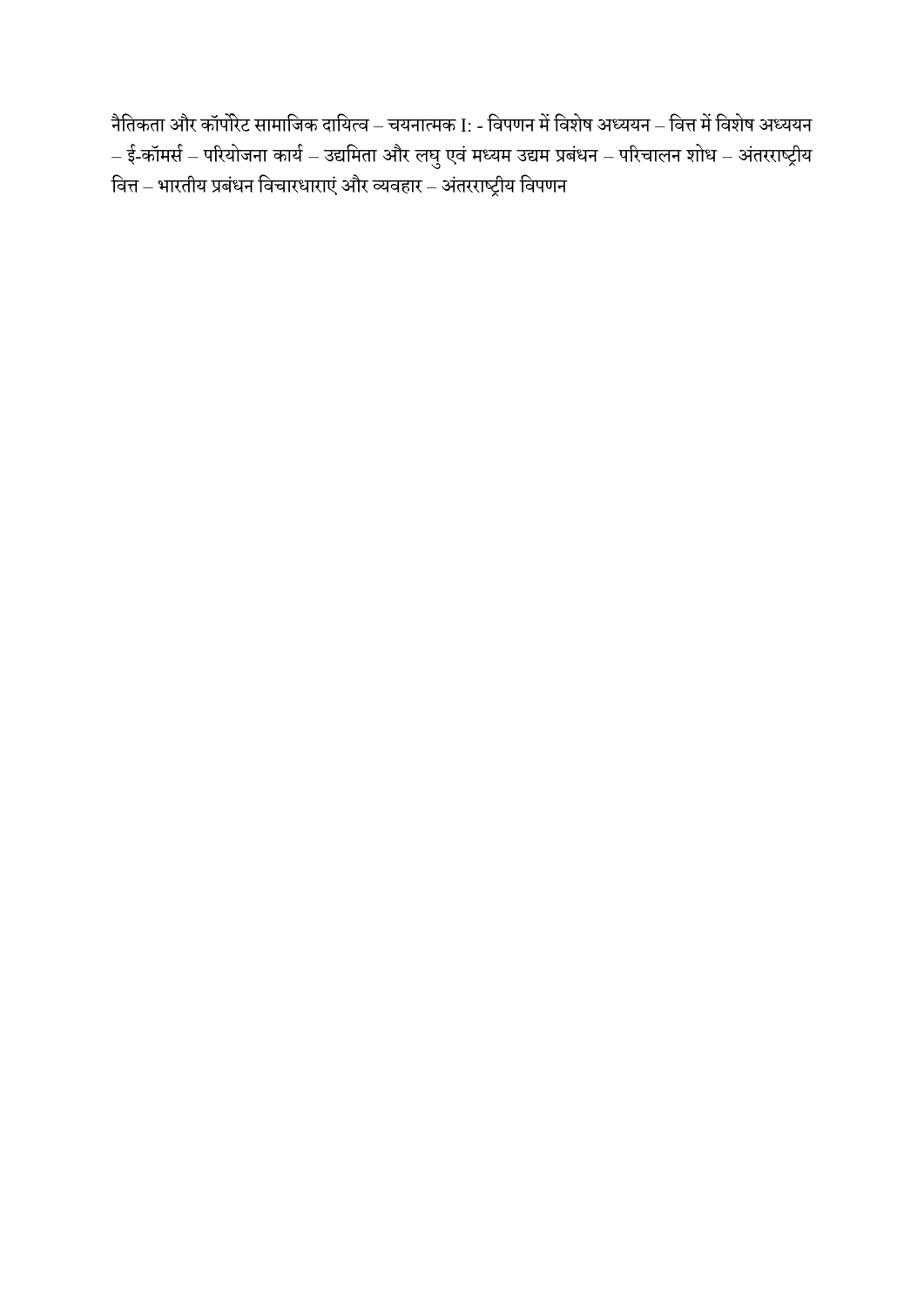नैतिकता और कॉर्पोरेट सामाजिक दायित्व – चयनात्मक I: - विपणन में विशेष अध्ययन – वित्त में विशेष अध्ययन – ई-कॉमर्स – परियोजना कार्य – उद्यमिता और लघु एवं मध्यम उद्यम प्रबंधन – परिचालन शोध – अंतरराष्ट्रीय वित्त – भारतीय प्रबंधन विचारधाराएं और व्यवहार – अंतरराष्ट्रीय विपणन